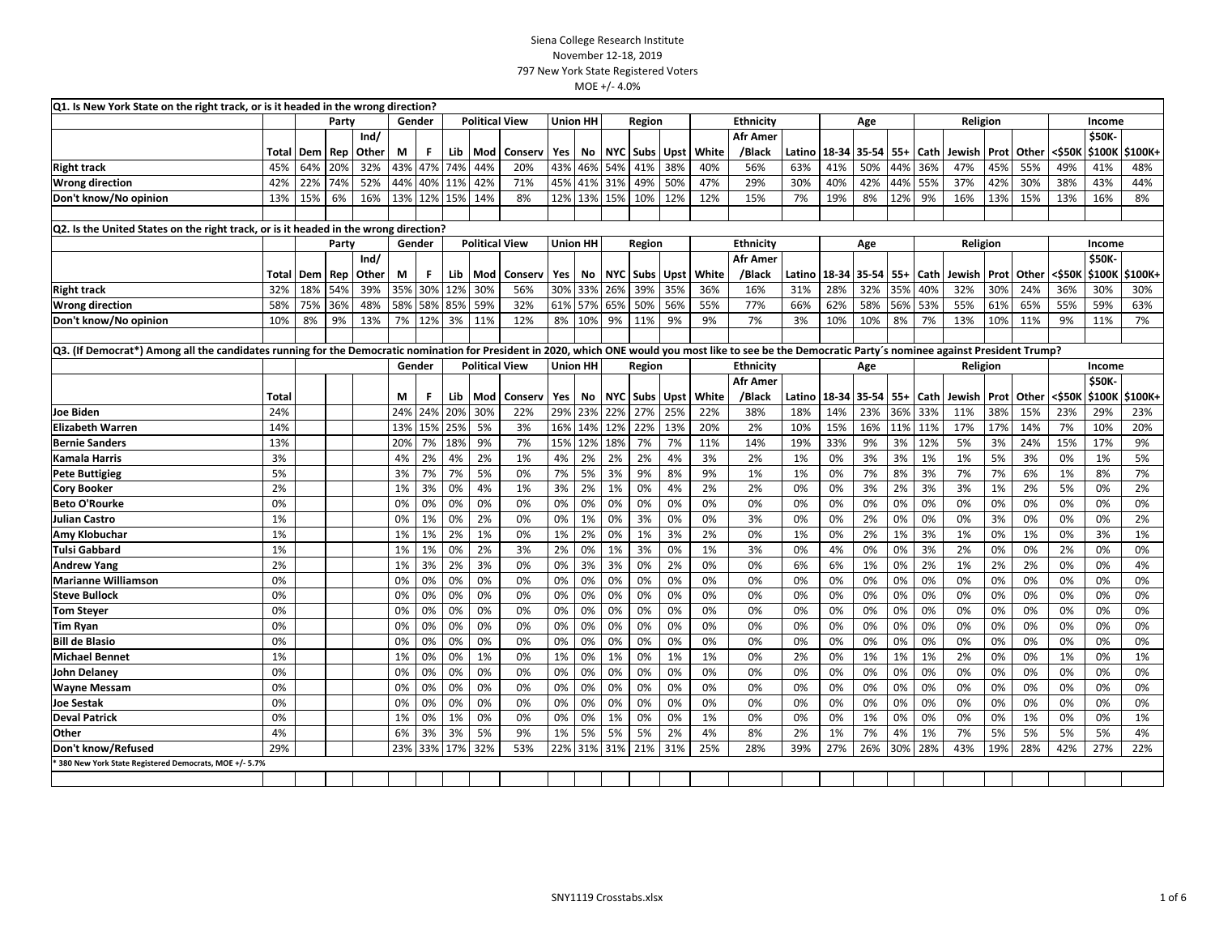Siena College Research Institute
November 12-18, 2019
797 New York State Registered Voters
MOE +/- 4.0%

**Q1. Is New York State on the right track, or is it headed in the wrong direction?**

| | | Party | | | Gender | | Political View | | | Union HH | | Region | | | Ethnicity | | | Age | | | Religion | | | | Income | | |
|---|---|---|---|---|---|---|---|---|---|---|---|---|---|---|---|---|---|---|---|---|---|---|---|---|---|---|---|
| | Total | Dem | Rep | Ind/ Other | M | F | Lib | Mod | Conserv | Yes | No | NYC | Subs | Upst | White | Afr Amer /Black | Latino | 18-34 | 35-54 | 55+ | Cath | Jewish | Prot | Other | <$50K | $50K-$100K | $100K+ |
| Right track | 45% | 64% | 20% | 32% | 43% | 47% | 74% | 44% | 20% | 43% | 46% | 54% | 41% | 38% | 40% | 56% | 63% | 41% | 50% | 44% | 36% | 47% | 45% | 55% | 49% | 41% | 48% |
| Wrong direction | 42% | 22% | 74% | 52% | 44% | 40% | 11% | 42% | 71% | 45% | 41% | 31% | 49% | 50% | 47% | 29% | 30% | 40% | 42% | 44% | 55% | 37% | 42% | 30% | 38% | 43% | 44% |
| Don't know/No opinion | 13% | 15% | 6% | 16% | 13% | 12% | 15% | 14% | 8% | 12% | 13% | 15% | 10% | 12% | 12% | 15% | 7% | 19% | 8% | 12% | 9% | 16% | 13% | 15% | 13% | 16% | 8% |

**Q2. Is the United States on the right track, or is it headed in the wrong direction?**

| | | Party | | | Gender | | Political View | | | Union HH | | Region | | | Ethnicity | | | Age | | | Religion | | | | Income | | |
|---|---|---|---|---|---|---|---|---|---|---|---|---|---|---|---|---|---|---|---|---|---|---|---|---|---|---|---|
| | Total | Dem | Rep | Ind/ Other | M | F | Lib | Mod | Conserv | Yes | No | NYC | Subs | Upst | White | Afr Amer /Black | Latino | 18-34 | 35-54 | 55+ | Cath | Jewish | Prot | Other | <$50K | $50K-$100K | $100K+ |
| Right track | 32% | 18% | 54% | 39% | 35% | 30% | 12% | 30% | 56% | 30% | 33% | 26% | 39% | 35% | 36% | 16% | 31% | 28% | 32% | 35% | 40% | 32% | 30% | 24% | 36% | 30% | 30% |
| Wrong direction | 58% | 75% | 36% | 48% | 58% | 58% | 85% | 59% | 32% | 61% | 57% | 65% | 50% | 56% | 55% | 77% | 66% | 62% | 58% | 56% | 53% | 55% | 61% | 65% | 55% | 59% | 63% |
| Don't know/No opinion | 10% | 8% | 9% | 13% | 7% | 12% | 3% | 11% | 12% | 8% | 10% | 9% | 11% | 9% | 9% | 7% | 3% | 10% | 10% | 8% | 7% | 13% | 10% | 11% | 9% | 11% | 7% |

**Q3. (If Democrat*) Among all the candidates running for the Democratic nomination for President in 2020, which ONE would you most like to see be the Democratic Party´s nominee against President Trump?**

| | | Gender | | Political View | | | Union HH | | Region | | | Ethnicity | | | Age | | | Religion | | | | Income | | |
|---|---|---|---|---|---|---|---|---|---|---|---|---|---|---|---|---|---|---|---|---|---|---|---|---|
| | Total | M | F | Lib | Mod | Conserv | Yes | No | NYC | Subs | Upst | White | Afr Amer /Black | Latino | 18-34 | 35-54 | 55+ | Cath | Jewish | Prot | Other | <$50K | $50K-$100K | $100K+ |
| Joe Biden | 24% | 24% | 24% | 20% | 30% | 22% | 29% | 23% | 22% | 27% | 25% | 22% | 38% | 18% | 14% | 23% | 36% | 33% | 11% | 38% | 15% | 23% | 29% | 23% |
| Elizabeth Warren | 14% | 13% | 15% | 25% | 5% | 3% | 16% | 14% | 12% | 22% | 13% | 20% | 2% | 10% | 15% | 16% | 11% | 11% | 17% | 17% | 14% | 7% | 10% | 20% |
| Bernie Sanders | 13% | 20% | 7% | 18% | 9% | 7% | 15% | 12% | 18% | 7% | 7% | 11% | 14% | 19% | 33% | 9% | 3% | 12% | 5% | 3% | 24% | 15% | 17% | 9% |
| Kamala Harris | 3% | 4% | 2% | 4% | 2% | 1% | 4% | 2% | 2% | 2% | 4% | 3% | 2% | 1% | 0% | 3% | 3% | 1% | 1% | 5% | 3% | 0% | 1% | 5% |
| Pete Buttigieg | 5% | 3% | 7% | 7% | 5% | 0% | 7% | 5% | 3% | 9% | 8% | 9% | 1% | 1% | 0% | 7% | 8% | 3% | 7% | 7% | 6% | 1% | 8% | 7% |
| Cory Booker | 2% | 1% | 3% | 0% | 4% | 1% | 3% | 2% | 1% | 0% | 4% | 2% | 2% | 0% | 0% | 3% | 2% | 3% | 3% | 1% | 2% | 5% | 0% | 2% |
| Beto O'Rourke | 0% | 0% | 0% | 0% | 0% | 0% | 0% | 0% | 0% | 0% | 0% | 0% | 0% | 0% | 0% | 0% | 0% | 0% | 0% | 0% | 0% | 0% | 0% | 0% |
| Julian Castro | 1% | 0% | 1% | 0% | 2% | 0% | 0% | 1% | 0% | 3% | 0% | 0% | 3% | 0% | 0% | 2% | 0% | 0% | 0% | 3% | 0% | 0% | 0% | 2% |
| Amy Klobuchar | 1% | 1% | 1% | 2% | 1% | 0% | 1% | 2% | 0% | 1% | 3% | 2% | 0% | 1% | 0% | 2% | 1% | 3% | 1% | 0% | 1% | 0% | 3% | 1% |
| Tulsi Gabbard | 1% | 1% | 1% | 0% | 2% | 3% | 2% | 0% | 1% | 3% | 0% | 1% | 3% | 0% | 4% | 0% | 0% | 3% | 2% | 0% | 0% | 2% | 0% | 0% |
| Andrew Yang | 2% | 1% | 3% | 2% | 3% | 0% | 0% | 3% | 3% | 0% | 2% | 0% | 0% | 6% | 6% | 1% | 0% | 2% | 1% | 2% | 2% | 0% | 0% | 4% |
| Marianne Williamson | 0% | 0% | 0% | 0% | 0% | 0% | 0% | 0% | 0% | 0% | 0% | 0% | 0% | 0% | 0% | 0% | 0% | 0% | 0% | 0% | 0% | 0% | 0% | 0% |
| Steve Bullock | 0% | 0% | 0% | 0% | 0% | 0% | 0% | 0% | 0% | 0% | 0% | 0% | 0% | 0% | 0% | 0% | 0% | 0% | 0% | 0% | 0% | 0% | 0% | 0% |
| Tom Steyer | 0% | 0% | 0% | 0% | 0% | 0% | 0% | 0% | 0% | 0% | 0% | 0% | 0% | 0% | 0% | 0% | 0% | 0% | 0% | 0% | 0% | 0% | 0% | 0% |
| Tim Ryan | 0% | 0% | 0% | 0% | 0% | 0% | 0% | 0% | 0% | 0% | 0% | 0% | 0% | 0% | 0% | 0% | 0% | 0% | 0% | 0% | 0% | 0% | 0% | 0% |
| Bill de Blasio | 0% | 0% | 0% | 0% | 0% | 0% | 0% | 0% | 0% | 0% | 0% | 0% | 0% | 0% | 0% | 0% | 0% | 0% | 0% | 0% | 0% | 0% | 0% | 0% |
| Michael Bennet | 1% | 1% | 0% | 0% | 1% | 0% | 1% | 0% | 1% | 0% | 1% | 1% | 0% | 2% | 0% | 1% | 1% | 1% | 2% | 0% | 0% | 1% | 0% | 1% |
| John Delaney | 0% | 0% | 0% | 0% | 0% | 0% | 0% | 0% | 0% | 0% | 0% | 0% | 0% | 0% | 0% | 0% | 0% | 0% | 0% | 0% | 0% | 0% | 0% | 0% |
| Wayne Messam | 0% | 0% | 0% | 0% | 0% | 0% | 0% | 0% | 0% | 0% | 0% | 0% | 0% | 0% | 0% | 0% | 0% | 0% | 0% | 0% | 0% | 0% | 0% | 0% |
| Joe Sestak | 0% | 0% | 0% | 0% | 0% | 0% | 0% | 0% | 0% | 0% | 0% | 0% | 0% | 0% | 0% | 0% | 0% | 0% | 0% | 0% | 0% | 0% | 0% | 0% |
| Deval Patrick | 0% | 1% | 0% | 1% | 0% | 0% | 0% | 0% | 1% | 0% | 0% | 1% | 0% | 0% | 0% | 1% | 0% | 0% | 0% | 0% | 1% | 0% | 0% | 1% |
| Other | 4% | 6% | 3% | 3% | 5% | 9% | 1% | 5% | 5% | 5% | 2% | 4% | 8% | 2% | 1% | 7% | 4% | 1% | 7% | 5% | 5% | 5% | 5% | 4% |
| Don't know/Refused | 29% | 23% | 33% | 17% | 32% | 53% | 22% | 31% | 31% | 21% | 31% | 25% | 28% | 39% | 27% | 26% | 30% | 28% | 43% | 19% | 28% | 42% | 27% | 22% |

* 380 New York State Registered Democrats, MOE +/- 5.7%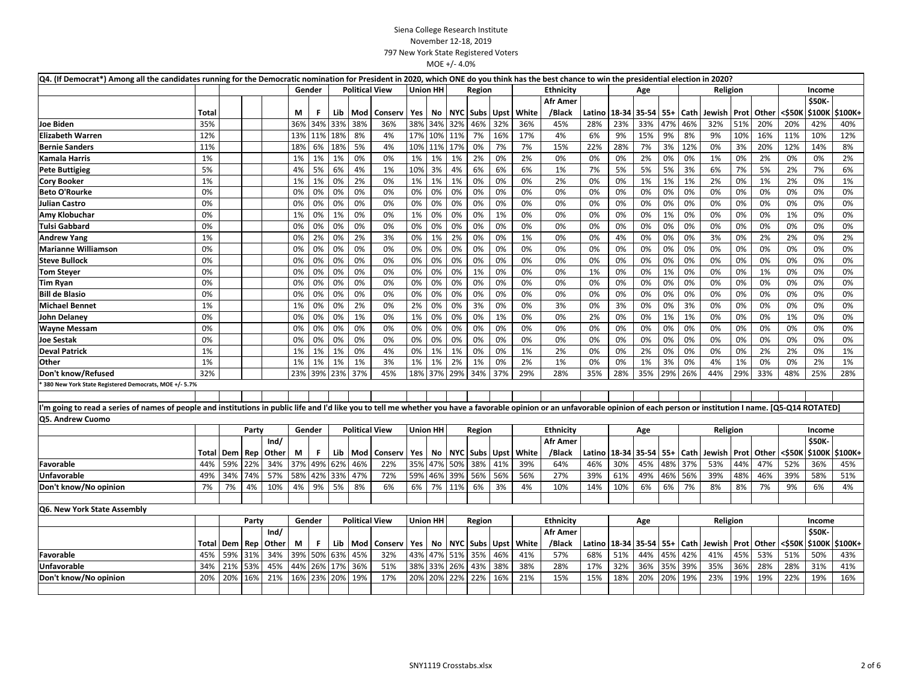Siena College Research Institute
November 12-18, 2019
797 New York State Registered Voters
MOE +/- 4.0%

**Q4. (If Democrat*) Among all the candidates running for the Democratic nomination for President in 2020, which ONE do you think has the best chance to win the presidential election in 2020?**

| | | | | | Gender | | Political View | | | Union HH | | Region | | | Ethnicity | | | Age | | | Religion | | | | Income | | |
|---|---|---|---|---|---|---|---|---|---|---|---|---|---|---|---|---|---|---|---|---|---|---|---|---|---|---|---|
| | | | | | | | | | | | | | | | | Afr Amer | | | | | | | | | | $50K- | |
| | Total | | | | M | F | Lib | Mod | Conserv | Yes | No | NYC | Subs | Upst | White | /Black | Latino | 18-34 | 35-54 | 55+ | Cath | Jewish | Prot | Other | <$50K | $100K | $100K+ |
| Joe Biden | 35% | | | | 36% | 34% | 33% | 38% | 36% | 38% | 34% | 32% | 46% | 32% | 36% | 45% | 28% | 23% | 33% | 47% | 46% | 32% | 51% | 20% | 20% | 42% | 40% |
| Elizabeth Warren | 12% | | | | 13% | 11% | 18% | 8% | 4% | 17% | 10% | 11% | 7% | 16% | 17% | 4% | 6% | 9% | 15% | 9% | 8% | 9% | 10% | 16% | 11% | 10% | 12% |
| Bernie Sanders | 11% | | | | 18% | 6% | 18% | 5% | 4% | 10% | 11% | 17% | 0% | 7% | 7% | 15% | 22% | 28% | 7% | 3% | 12% | 0% | 3% | 20% | 12% | 14% | 8% |
| Kamala Harris | 1% | | | | 1% | 1% | 1% | 0% | 0% | 1% | 1% | 1% | 2% | 0% | 2% | 0% | 0% | 0% | 2% | 0% | 0% | 1% | 0% | 2% | 0% | 0% | 2% |
| Pete Buttigieg | 5% | | | | 4% | 5% | 6% | 4% | 1% | 10% | 3% | 4% | 6% | 6% | 6% | 1% | 7% | 5% | 5% | 5% | 3% | 6% | 7% | 5% | 2% | 7% | 6% |
| Cory Booker | 1% | | | | 1% | 1% | 0% | 2% | 0% | 1% | 1% | 1% | 0% | 0% | 0% | 2% | 0% | 0% | 1% | 1% | 1% | 2% | 0% | 1% | 2% | 0% | 1% |
| Beto O'Rourke | 0% | | | | 0% | 0% | 0% | 0% | 0% | 0% | 0% | 0% | 0% | 0% | 0% | 0% | 0% | 0% | 0% | 0% | 0% | 0% | 0% | 0% | 0% | 0% | 0% |
| Julian Castro | 0% | | | | 0% | 0% | 0% | 0% | 0% | 0% | 0% | 0% | 0% | 0% | 0% | 0% | 0% | 0% | 0% | 0% | 0% | 0% | 0% | 0% | 0% | 0% | 0% |
| Amy Klobuchar | 0% | | | | 1% | 0% | 1% | 0% | 0% | 1% | 0% | 0% | 0% | 1% | 0% | 0% | 0% | 0% | 0% | 1% | 0% | 0% | 0% | 0% | 1% | 0% | 0% |
| Tulsi Gabbard | 0% | | | | 0% | 0% | 0% | 0% | 0% | 0% | 0% | 0% | 0% | 0% | 0% | 0% | 0% | 0% | 0% | 0% | 0% | 0% | 0% | 0% | 0% | 0% | 0% |
| Andrew Yang | 1% | | | | 0% | 2% | 0% | 2% | 3% | 0% | 1% | 2% | 0% | 0% | 1% | 0% | 0% | 4% | 0% | 0% | 0% | 3% | 0% | 2% | 2% | 0% | 2% |
| Marianne Williamson | 0% | | | | 0% | 0% | 0% | 0% | 0% | 0% | 0% | 0% | 0% | 0% | 0% | 0% | 0% | 0% | 0% | 0% | 0% | 0% | 0% | 0% | 0% | 0% | 0% |
| Steve Bullock | 0% | | | | 0% | 0% | 0% | 0% | 0% | 0% | 0% | 0% | 0% | 0% | 0% | 0% | 0% | 0% | 0% | 0% | 0% | 0% | 0% | 0% | 0% | 0% | 0% |
| Tom Steyer | 0% | | | | 0% | 0% | 0% | 0% | 0% | 0% | 0% | 0% | 1% | 0% | 0% | 0% | 1% | 0% | 0% | 1% | 0% | 0% | 0% | 1% | 0% | 0% | 0% |
| Tim Ryan | 0% | | | | 0% | 0% | 0% | 0% | 0% | 0% | 0% | 0% | 0% | 0% | 0% | 0% | 0% | 0% | 0% | 0% | 0% | 0% | 0% | 0% | 0% | 0% | 0% |
| Bill de Blasio | 0% | | | | 0% | 0% | 0% | 0% | 0% | 0% | 0% | 0% | 0% | 0% | 0% | 0% | 0% | 0% | 0% | 0% | 0% | 0% | 0% | 0% | 0% | 0% | 0% |
| Michael Bennet | 1% | | | | 1% | 0% | 0% | 2% | 0% | 2% | 0% | 0% | 3% | 0% | 0% | 3% | 0% | 3% | 0% | 0% | 3% | 0% | 0% | 0% | 0% | 0% | 0% |
| John Delaney | 0% | | | | 0% | 0% | 0% | 1% | 0% | 1% | 0% | 0% | 0% | 1% | 0% | 0% | 2% | 0% | 0% | 1% | 1% | 0% | 0% | 0% | 1% | 0% | 0% |
| Wayne Messam | 0% | | | | 0% | 0% | 0% | 0% | 0% | 0% | 0% | 0% | 0% | 0% | 0% | 0% | 0% | 0% | 0% | 0% | 0% | 0% | 0% | 0% | 0% | 0% | 0% |
| Joe Sestak | 0% | | | | 0% | 0% | 0% | 0% | 0% | 0% | 0% | 0% | 0% | 0% | 0% | 0% | 0% | 0% | 0% | 0% | 0% | 0% | 0% | 0% | 0% | 0% | 0% |
| Deval Patrick | 1% | | | | 1% | 1% | 1% | 0% | 4% | 0% | 1% | 1% | 0% | 0% | 1% | 2% | 0% | 0% | 2% | 0% | 0% | 0% | 0% | 2% | 2% | 0% | 1% |
| Other | 1% | | | | 1% | 1% | 1% | 1% | 3% | 1% | 1% | 2% | 1% | 0% | 2% | 1% | 0% | 0% | 1% | 3% | 0% | 4% | 1% | 0% | 0% | 2% | 1% |
| Don't know/Refused | 32% | | | | 23% | 39% | 23% | 37% | 45% | 18% | 37% | 29% | 34% | 37% | 29% | 28% | 35% | 28% | 35% | 29% | 26% | 44% | 29% | 33% | 48% | 25% | 28% |

\* 380 New York State Registered Democrats, MOE +/- 5.7%

**I'm going to read a series of names of people and institutions in public life and I'd like you to tell me whether you have a favorable opinion or an unfavorable opinion of each person or institution I name. [Q5-Q14 ROTATED]**

**Q5. Andrew Cuomo**

| | | Party | | | Gender | | Political View | | | Union HH | | Region | | | Ethnicity | | | Age | | | Religion | | | | Income | | |
|---|---|---|---|---|---|---|---|---|---|---|---|---|---|---|---|---|---|---|---|---|---|---|---|---|---|---|---|
| | | | | Ind/ | | | | | | | | | | | | Afr Amer | | | | | | | | | | $50K- | |
| | Total | Dem | Rep | Other | M | F | Lib | Mod | Conserv | Yes | No | NYC | Subs | Upst | White | /Black | Latino | 18-34 | 35-54 | 55+ | Cath | Jewish | Prot | Other | <$50K | $100K | $100K+ |
| Favorable | 44% | 59% | 22% | 34% | 37% | 49% | 62% | 46% | 22% | 35% | 47% | 50% | 38% | 41% | 39% | 64% | 46% | 30% | 45% | 48% | 37% | 53% | 44% | 47% | 52% | 36% | 45% |
| Unfavorable | 49% | 34% | 74% | 57% | 58% | 42% | 33% | 47% | 72% | 59% | 46% | 39% | 56% | 56% | 56% | 27% | 39% | 61% | 49% | 46% | 56% | 39% | 48% | 46% | 39% | 58% | 51% |
| Don't know/No opinion | 7% | 7% | 4% | 10% | 4% | 9% | 5% | 8% | 6% | 6% | 7% | 11% | 6% | 3% | 4% | 10% | 14% | 10% | 6% | 6% | 7% | 8% | 8% | 7% | 9% | 6% | 4% |

**Q6. New York State Assembly**

| | | Party | | | Gender | | Political View | | | Union HH | | Region | | | Ethnicity | | | Age | | | Religion | | | | Income | | |
|---|---|---|---|---|---|---|---|---|---|---|---|---|---|---|---|---|---|---|---|---|---|---|---|---|---|---|---|
| | | | | Ind/ | | | | | | | | | | | | Afr Amer | | | | | | | | | | $50K- | |
| | Total | Dem | Rep | Other | M | F | Lib | Mod | Conserv | Yes | No | NYC | Subs | Upst | White | /Black | Latino | 18-34 | 35-54 | 55+ | Cath | Jewish | Prot | Other | <$50K | $100K | $100K+ |
| Favorable | 45% | 59% | 31% | 34% | 39% | 50% | 63% | 45% | 32% | 43% | 47% | 51% | 35% | 46% | 41% | 57% | 68% | 51% | 44% | 45% | 42% | 41% | 45% | 53% | 51% | 50% | 43% |
| Unfavorable | 34% | 21% | 53% | 45% | 44% | 26% | 17% | 36% | 51% | 38% | 33% | 26% | 43% | 38% | 38% | 28% | 17% | 32% | 36% | 35% | 39% | 35% | 36% | 28% | 28% | 31% | 41% |
| Don't know/No opinion | 20% | 20% | 16% | 21% | 16% | 23% | 20% | 19% | 17% | 20% | 20% | 22% | 22% | 16% | 21% | 15% | 15% | 18% | 20% | 20% | 19% | 23% | 19% | 19% | 22% | 19% | 16% |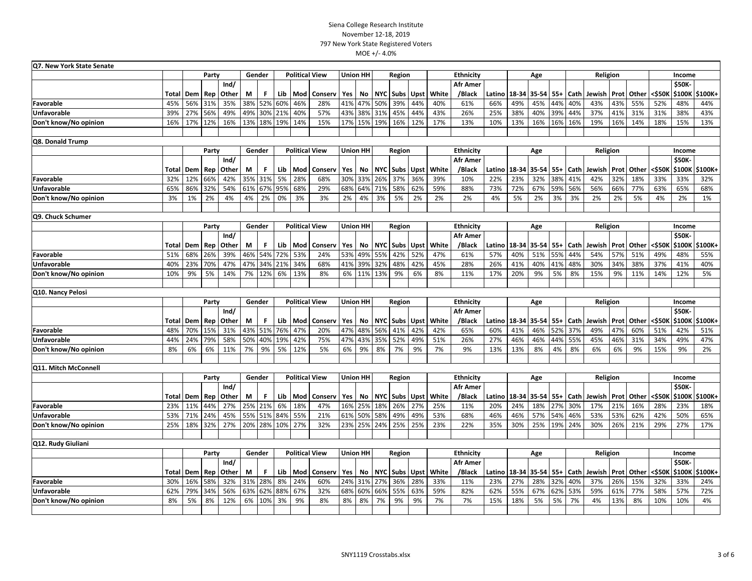Siena College Research Institute
November 12-18, 2019
797 New York State Registered Voters
MOE +/- 4.0%

## Q7. New York State Senate

| | | Party | | | Gender | | Political View | | | Union HH | | Region | | | Ethnicity | | | Age | | | Religion | | | | Income | | |
|---|---|---|---|---|---|---|---|---|---|---|---|---|---|---|---|---|---|---|---|---|---|---|---|---|---|---|---|
| | Total | Dem | Rep | Ind/ Other | M | F | Lib | Mod | Conserv | Yes | No | NYC | Subs | Upst | White | Afr Amer /Black | Latino | 18-34 | 35-54 | 55+ | Cath | Jewish | Prot | Other | <$50K | $50K-$100K | $100K+ |
| Favorable | 45% | 56% | 31% | 35% | 38% | 52% | 60% | 46% | 28% | 41% | 47% | 50% | 39% | 44% | 40% | 61% | 66% | 49% | 45% | 44% | 40% | 43% | 43% | 55% | 52% | 48% | 44% |
| Unfavorable | 39% | 27% | 56% | 49% | 49% | 30% | 21% | 40% | 57% | 43% | 38% | 31% | 45% | 44% | 43% | 26% | 25% | 38% | 40% | 39% | 44% | 37% | 41% | 31% | 31% | 38% | 43% |
| Don't know/No opinion | 16% | 17% | 12% | 16% | 13% | 18% | 19% | 14% | 15% | 17% | 15% | 19% | 16% | 12% | 17% | 13% | 10% | 13% | 16% | 16% | 16% | 19% | 16% | 14% | 18% | 15% | 13% |

## Q8. Donald Trump

| | | Party | | | Gender | | Political View | | | Union HH | | Region | | | Ethnicity | | | Age | | | Religion | | | | Income | | |
|---|---|---|---|---|---|---|---|---|---|---|---|---|---|---|---|---|---|---|---|---|---|---|---|---|---|---|---|
| | Total | Dem | Rep | Ind/ Other | M | F | Lib | Mod | Conserv | Yes | No | NYC | Subs | Upst | White | Afr Amer /Black | Latino | 18-34 | 35-54 | 55+ | Cath | Jewish | Prot | Other | <$50K | $50K-$100K | $100K+ |
| Favorable | 32% | 12% | 66% | 42% | 35% | 31% | 5% | 28% | 68% | 30% | 33% | 26% | 37% | 36% | 39% | 10% | 22% | 23% | 32% | 38% | 41% | 42% | 32% | 18% | 33% | 33% | 32% |
| Unfavorable | 65% | 86% | 32% | 54% | 61% | 67% | 95% | 68% | 29% | 68% | 64% | 71% | 58% | 62% | 59% | 88% | 73% | 72% | 67% | 59% | 56% | 56% | 66% | 77% | 63% | 65% | 68% |
| Don't know/No opinion | 3% | 1% | 2% | 4% | 4% | 2% | 0% | 3% | 3% | 2% | 4% | 3% | 5% | 2% | 2% | 2% | 4% | 5% | 2% | 3% | 3% | 2% | 2% | 5% | 4% | 2% | 1% |

## Q9. Chuck Schumer

| | | Party | | | Gender | | Political View | | | Union HH | | Region | | | Ethnicity | | | Age | | | Religion | | | | Income | | |
|---|---|---|---|---|---|---|---|---|---|---|---|---|---|---|---|---|---|---|---|---|---|---|---|---|---|---|---|
| | Total | Dem | Rep | Ind/ Other | M | F | Lib | Mod | Conserv | Yes | No | NYC | Subs | Upst | White | Afr Amer /Black | Latino | 18-34 | 35-54 | 55+ | Cath | Jewish | Prot | Other | <$50K | $50K-$100K | $100K+ |
| Favorable | 51% | 68% | 26% | 39% | 46% | 54% | 72% | 53% | 24% | 53% | 49% | 55% | 42% | 52% | 47% | 61% | 57% | 40% | 51% | 55% | 44% | 54% | 57% | 51% | 49% | 48% | 55% |
| Unfavorable | 40% | 23% | 70% | 47% | 47% | 34% | 21% | 34% | 68% | 41% | 39% | 32% | 48% | 42% | 45% | 28% | 26% | 41% | 40% | 41% | 48% | 30% | 34% | 38% | 37% | 41% | 40% |
| Don't know/No opinion | 10% | 9% | 5% | 14% | 7% | 12% | 6% | 13% | 8% | 6% | 11% | 13% | 9% | 6% | 8% | 11% | 17% | 20% | 9% | 5% | 8% | 15% | 9% | 11% | 14% | 12% | 5% |

## Q10. Nancy Pelosi

| | | Party | | | Gender | | Political View | | | Union HH | | Region | | | Ethnicity | | | Age | | | Religion | | | | Income | | |
|---|---|---|---|---|---|---|---|---|---|---|---|---|---|---|---|---|---|---|---|---|---|---|---|---|---|---|---|
| | Total | Dem | Rep | Ind/ Other | M | F | Lib | Mod | Conserv | Yes | No | NYC | Subs | Upst | White | Afr Amer /Black | Latino | 18-34 | 35-54 | 55+ | Cath | Jewish | Prot | Other | <$50K | $50K-$100K | $100K+ |
| Favorable | 48% | 70% | 15% | 31% | 43% | 51% | 76% | 47% | 20% | 47% | 48% | 56% | 41% | 42% | 42% | 65% | 60% | 41% | 46% | 52% | 37% | 49% | 47% | 60% | 51% | 42% | 51% |
| Unfavorable | 44% | 24% | 79% | 58% | 50% | 40% | 19% | 42% | 75% | 47% | 43% | 35% | 52% | 49% | 51% | 26% | 27% | 46% | 46% | 44% | 55% | 45% | 46% | 31% | 34% | 49% | 47% |
| Don't know/No opinion | 8% | 6% | 6% | 11% | 7% | 9% | 5% | 12% | 5% | 6% | 9% | 8% | 7% | 9% | 7% | 9% | 13% | 13% | 8% | 4% | 8% | 6% | 6% | 9% | 15% | 9% | 2% |

## Q11. Mitch McConnell

| | | Party | | | Gender | | Political View | | | Union HH | | Region | | | Ethnicity | | | Age | | | Religion | | | | Income | | |
|---|---|---|---|---|---|---|---|---|---|---|---|---|---|---|---|---|---|---|---|---|---|---|---|---|---|---|---|
| | Total | Dem | Rep | Ind/ Other | M | F | Lib | Mod | Conserv | Yes | No | NYC | Subs | Upst | White | Afr Amer /Black | Latino | 18-34 | 35-54 | 55+ | Cath | Jewish | Prot | Other | <$50K | $50K-$100K | $100K+ |
| Favorable | 23% | 11% | 44% | 27% | 25% | 21% | 6% | 18% | 47% | 16% | 25% | 18% | 26% | 27% | 25% | 11% | 20% | 24% | 18% | 27% | 30% | 17% | 21% | 16% | 28% | 23% | 18% |
| Unfavorable | 53% | 71% | 24% | 45% | 55% | 51% | 84% | 55% | 21% | 61% | 50% | 58% | 49% | 49% | 53% | 68% | 46% | 46% | 57% | 54% | 46% | 53% | 53% | 62% | 42% | 50% | 65% |
| Don't know/No opinion | 25% | 18% | 32% | 27% | 20% | 28% | 10% | 27% | 32% | 23% | 25% | 24% | 25% | 25% | 23% | 22% | 35% | 30% | 25% | 19% | 24% | 30% | 26% | 21% | 29% | 27% | 17% |

## Q12. Rudy Giuliani

| | | Party | | | Gender | | Political View | | | Union HH | | Region | | | Ethnicity | | | Age | | | Religion | | | | Income | | |
|---|---|---|---|---|---|---|---|---|---|---|---|---|---|---|---|---|---|---|---|---|---|---|---|---|---|---|---|
| | Total | Dem | Rep | Ind/ Other | M | F | Lib | Mod | Conserv | Yes | No | NYC | Subs | Upst | White | Afr Amer /Black | Latino | 18-34 | 35-54 | 55+ | Cath | Jewish | Prot | Other | <$50K | $50K-$100K | $100K+ |
| Favorable | 30% | 16% | 58% | 32% | 31% | 28% | 8% | 24% | 60% | 24% | 31% | 27% | 36% | 28% | 33% | 11% | 23% | 27% | 28% | 32% | 40% | 37% | 26% | 15% | 32% | 33% | 24% |
| Unfavorable | 62% | 79% | 34% | 56% | 63% | 62% | 88% | 67% | 32% | 68% | 60% | 66% | 55% | 63% | 59% | 82% | 62% | 55% | 67% | 62% | 53% | 59% | 61% | 77% | 58% | 57% | 72% |
| Don't know/No opinion | 8% | 5% | 8% | 12% | 6% | 10% | 3% | 9% | 8% | 8% | 8% | 7% | 9% | 9% | 7% | 7% | 15% | 18% | 5% | 5% | 7% | 4% | 13% | 8% | 10% | 10% | 4% |

SNY1119 Crosstabs.xlsx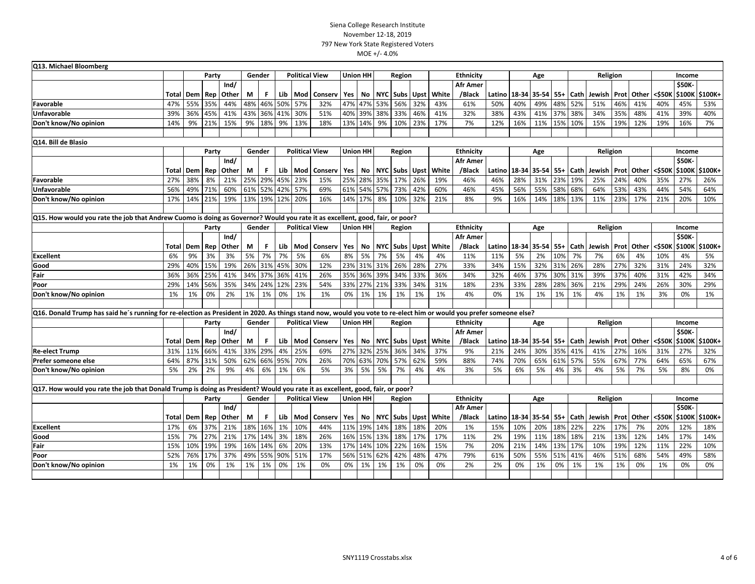Siena College Research Institute
November 12-18, 2019
797 New York State Registered Voters
MOE +/- 4.0%

**Q13. Michael Bloomberg**

| | | Party | | | Gender | | Political View | | | Union HH | | Region | | | Ethnicity | | | Age | | | Religion | | | | Income | | |
|---|---|---|---|---|---|---|---|---|---|---|---|---|---|---|---|---|---|---|---|---|---|---|---|---|---|---|---|
| | Total | Dem | Rep | Ind/ Other | M | F | Lib | Mod | Conserv | Yes | No | NYC | Subs | Upst | White | Afr Amer /Black | Latino | 18-34 | 35-54 | 55+ | Cath | Jewish | Prot | Other | <$50K | $50K- $100K | $100K+ |
| Favorable | 47% | 55% | 35% | 44% | 48% | 46% | 50% | 57% | 32% | 47% | 47% | 53% | 56% | 32% | 43% | 61% | 50% | 40% | 49% | 48% | 52% | 51% | 46% | 41% | 40% | 45% | 53% |
| Unfavorable | 39% | 36% | 45% | 41% | 43% | 36% | 41% | 30% | 51% | 40% | 39% | 38% | 33% | 46% | 41% | 32% | 38% | 43% | 41% | 37% | 38% | 34% | 35% | 48% | 41% | 39% | 40% |
| Don't know/No opinion | 14% | 9% | 21% | 15% | 9% | 18% | 9% | 13% | 18% | 13% | 14% | 9% | 10% | 23% | 17% | 7% | 12% | 16% | 11% | 15% | 10% | 15% | 19% | 12% | 19% | 16% | 7% |

**Q14. Bill de Blasio**

| | | Party | | | Gender | | Political View | | | Union HH | | Region | | | Ethnicity | | | Age | | | Religion | | | | Income | | |
|---|---|---|---|---|---|---|---|---|---|---|---|---|---|---|---|---|---|---|---|---|---|---|---|---|---|---|---|
| | Total | Dem | Rep | Ind/ Other | M | F | Lib | Mod | Conserv | Yes | No | NYC | Subs | Upst | White | Afr Amer /Black | Latino | 18-34 | 35-54 | 55+ | Cath | Jewish | Prot | Other | <$50K | $50K- $100K | $100K+ |
| Favorable | 27% | 38% | 8% | 21% | 25% | 29% | 45% | 23% | 15% | 25% | 28% | 35% | 17% | 26% | 19% | 46% | 46% | 28% | 31% | 23% | 19% | 25% | 24% | 40% | 35% | 27% | 26% |
| Unfavorable | 56% | 49% | 71% | 60% | 61% | 52% | 42% | 57% | 69% | 61% | 54% | 57% | 73% | 42% | 60% | 46% | 45% | 56% | 55% | 58% | 68% | 64% | 53% | 43% | 44% | 54% | 64% |
| Don't know/No opinion | 17% | 14% | 21% | 19% | 13% | 19% | 12% | 20% | 16% | 14% | 17% | 8% | 10% | 32% | 21% | 8% | 9% | 16% | 14% | 18% | 13% | 11% | 23% | 17% | 21% | 20% | 10% |

**Q15. How would you rate the job that Andrew Cuomo is doing as Governor? Would you rate it as excellent, good, fair, or poor?**

| | | Party | | | Gender | | Political View | | | Union HH | | Region | | | Ethnicity | | | Age | | | Religion | | | | Income | | |
|---|---|---|---|---|---|---|---|---|---|---|---|---|---|---|---|---|---|---|---|---|---|---|---|---|---|---|---|
| | Total | Dem | Rep | Ind/ Other | M | F | Lib | Mod | Conserv | Yes | No | NYC | Subs | Upst | White | Afr Amer /Black | Latino | 18-34 | 35-54 | 55+ | Cath | Jewish | Prot | Other | <$50K | $50K- $100K | $100K+ |
| Excellent | 6% | 9% | 3% | 3% | 5% | 7% | 7% | 5% | 6% | 8% | 5% | 7% | 5% | 4% | 4% | 11% | 11% | 5% | 2% | 10% | 7% | 7% | 6% | 4% | 10% | 4% | 5% |
| Good | 29% | 40% | 15% | 19% | 26% | 31% | 45% | 30% | 12% | 23% | 31% | 31% | 26% | 28% | 27% | 33% | 34% | 15% | 32% | 31% | 26% | 28% | 27% | 32% | 31% | 24% | 32% |
| Fair | 36% | 36% | 25% | 41% | 34% | 37% | 36% | 41% | 26% | 35% | 36% | 39% | 34% | 33% | 36% | 34% | 32% | 46% | 37% | 30% | 31% | 39% | 37% | 40% | 31% | 42% | 34% |
| Poor | 29% | 14% | 56% | 35% | 34% | 24% | 12% | 23% | 54% | 33% | 27% | 21% | 33% | 34% | 31% | 18% | 23% | 33% | 28% | 28% | 36% | 21% | 29% | 24% | 26% | 30% | 29% |
| Don't know/No opinion | 1% | 1% | 0% | 2% | 1% | 1% | 0% | 1% | 1% | 0% | 1% | 1% | 1% | 1% | 1% | 4% | 0% | 1% | 1% | 1% | 1% | 4% | 1% | 1% | 3% | 0% | 1% |

**Q16. Donald Trump has said he´s running for re-election as President in 2020. As things stand now, would you vote to re-elect him or would you prefer someone else?**

| | | Party | | | Gender | | Political View | | | Union HH | | Region | | | Ethnicity | | | Age | | | Religion | | | | Income | | |
|---|---|---|---|---|---|---|---|---|---|---|---|---|---|---|---|---|---|---|---|---|---|---|---|---|---|---|---|
| | Total | Dem | Rep | Ind/ Other | M | F | Lib | Mod | Conserv | Yes | No | NYC | Subs | Upst | White | Afr Amer /Black | Latino | 18-34 | 35-54 | 55+ | Cath | Jewish | Prot | Other | <$50K | $50K- $100K | $100K+ |
| Re-elect Trump | 31% | 11% | 66% | 41% | 33% | 29% | 4% | 25% | 69% | 27% | 32% | 25% | 36% | 34% | 37% | 9% | 21% | 24% | 30% | 35% | 41% | 41% | 27% | 16% | 31% | 27% | 32% |
| Prefer someone else | 64% | 87% | 31% | 50% | 62% | 66% | 95% | 70% | 26% | 70% | 63% | 70% | 57% | 62% | 59% | 88% | 74% | 70% | 65% | 61% | 57% | 55% | 67% | 77% | 64% | 65% | 67% |
| Don't know/No opinion | 5% | 2% | 2% | 9% | 4% | 6% | 1% | 6% | 5% | 3% | 5% | 5% | 7% | 4% | 4% | 3% | 5% | 6% | 5% | 4% | 3% | 4% | 5% | 7% | 5% | 8% | 0% |

**Q17. How would you rate the job that Donald Trump is doing as President? Would you rate it as excellent, good, fair, or poor?**

| | | Party | | | Gender | | Political View | | | Union HH | | Region | | | Ethnicity | | | Age | | | Religion | | | | Income | | |
|---|---|---|---|---|---|---|---|---|---|---|---|---|---|---|---|---|---|---|---|---|---|---|---|---|---|---|---|
| | Total | Dem | Rep | Ind/ Other | M | F | Lib | Mod | Conserv | Yes | No | NYC | Subs | Upst | White | Afr Amer /Black | Latino | 18-34 | 35-54 | 55+ | Cath | Jewish | Prot | Other | <$50K | $50K- $100K | $100K+ |
| Excellent | 17% | 6% | 37% | 21% | 18% | 16% | 1% | 10% | 44% | 11% | 19% | 14% | 18% | 18% | 20% | 1% | 15% | 10% | 20% | 18% | 22% | 22% | 17% | 7% | 20% | 12% | 18% |
| Good | 15% | 7% | 27% | 21% | 17% | 14% | 3% | 18% | 26% | 16% | 15% | 13% | 18% | 17% | 17% | 11% | 2% | 19% | 11% | 18% | 18% | 21% | 13% | 12% | 14% | 17% | 14% |
| Fair | 15% | 10% | 19% | 19% | 16% | 14% | 6% | 20% | 13% | 17% | 14% | 10% | 22% | 16% | 15% | 7% | 20% | 21% | 14% | 13% | 17% | 10% | 19% | 12% | 11% | 22% | 10% |
| Poor | 52% | 76% | 17% | 37% | 49% | 55% | 90% | 51% | 17% | 56% | 51% | 62% | 42% | 48% | 47% | 79% | 61% | 50% | 55% | 51% | 41% | 46% | 51% | 68% | 54% | 49% | 58% |
| Don't know/No opinion | 1% | 1% | 0% | 1% | 1% | 1% | 0% | 1% | 0% | 0% | 1% | 1% | 1% | 0% | 0% | 2% | 2% | 0% | 1% | 0% | 1% | 1% | 1% | 0% | 1% | 0% | 0% |

SNY1119 Crosstabs.xlsx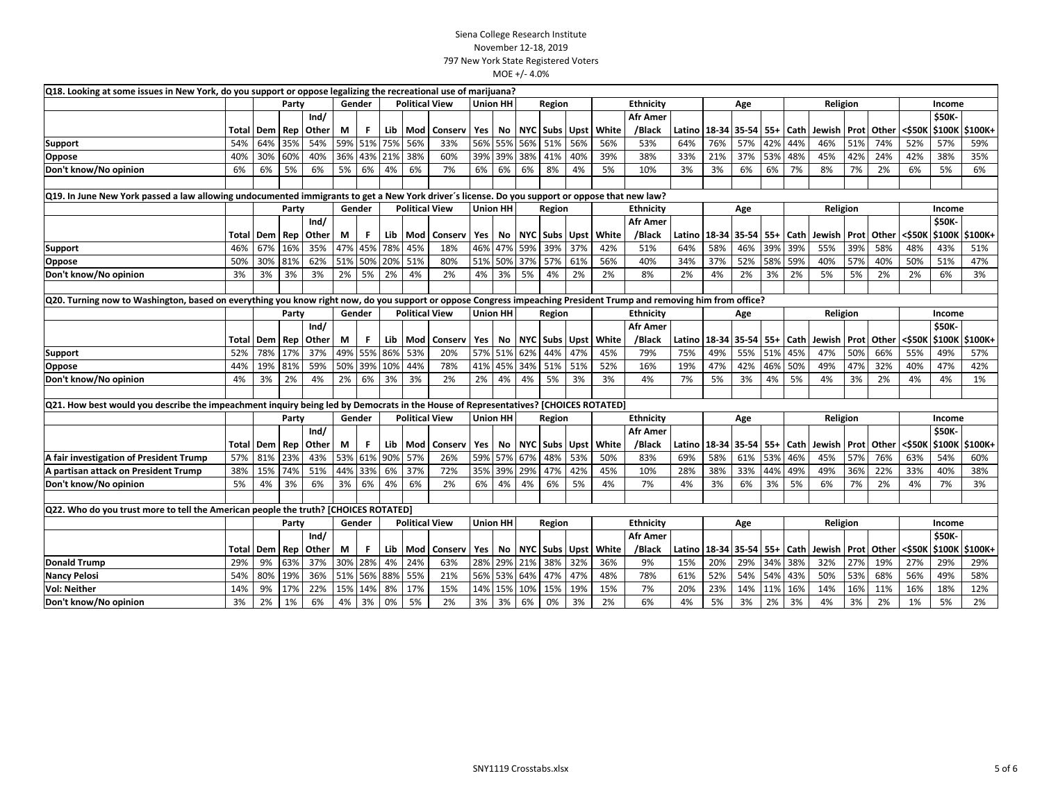Siena College Research Institute
November 12-18, 2019
797 New York State Registered Voters
MOE +/- 4.0%

**Q18. Looking at some issues in New York, do you support or oppose legalizing the recreational use of marijuana?**

| | | Party | | | Gender | | Political View | | | Union HH | | Region | | | Ethnicity | | | Age | | | Religion | | | | Income | | |
|---|---|---|---|---|---|---|---|---|---|---|---|---|---|---|---|---|---|---|---|---|---|---|---|---|---|---|---|
| | Total | Dem | Rep | Ind/ Other | M | F | Lib | Mod | Conserv | Yes | No | NYC | Subs | Upst | White | Afr Amer /Black | Latino | 18-34 | 35-54 | 55+ | Cath | Jewish | Prot | Other | <$50K | $50K-$100K | $100K+ |
| Support | 54% | 64% | 35% | 54% | 59% | 51% | 75% | 56% | 33% | 56% | 55% | 56% | 51% | 56% | 56% | 53% | 64% | 76% | 57% | 42% | 44% | 46% | 51% | 74% | 52% | 57% | 59% |
| Oppose | 40% | 30% | 60% | 40% | 36% | 43% | 21% | 38% | 60% | 39% | 39% | 38% | 41% | 40% | 39% | 38% | 33% | 21% | 37% | 53% | 48% | 45% | 42% | 24% | 42% | 38% | 35% |
| Don't know/No opinion | 6% | 6% | 5% | 6% | 5% | 6% | 4% | 6% | 7% | 6% | 6% | 6% | 8% | 4% | 5% | 10% | 3% | 3% | 6% | 6% | 7% | 8% | 7% | 2% | 6% | 5% | 6% |

**Q19. In June New York passed a law allowing undocumented immigrants to get a New York driver´s license. Do you support or oppose that new law?**

| | | Party | | | Gender | | Political View | | | Union HH | | Region | | | Ethnicity | | | Age | | | Religion | | | | Income | | |
|---|---|---|---|---|---|---|---|---|---|---|---|---|---|---|---|---|---|---|---|---|---|---|---|---|---|---|---|
| | Total | Dem | Rep | Ind/ Other | M | F | Lib | Mod | Conserv | Yes | No | NYC | Subs | Upst | White | Afr Amer /Black | Latino | 18-34 | 35-54 | 55+ | Cath | Jewish | Prot | Other | <$50K | $50K-$100K | $100K+ |
| Support | 46% | 67% | 16% | 35% | 47% | 45% | 78% | 45% | 18% | 46% | 47% | 59% | 39% | 37% | 42% | 51% | 64% | 58% | 46% | 39% | 39% | 55% | 39% | 58% | 48% | 43% | 51% |
| Oppose | 50% | 30% | 81% | 62% | 51% | 50% | 20% | 51% | 80% | 51% | 50% | 37% | 57% | 61% | 56% | 40% | 34% | 37% | 52% | 58% | 59% | 40% | 57% | 40% | 50% | 51% | 47% |
| Don't know/No opinion | 3% | 3% | 3% | 3% | 2% | 5% | 2% | 4% | 2% | 4% | 3% | 5% | 4% | 2% | 2% | 8% | 2% | 4% | 2% | 3% | 2% | 5% | 5% | 2% | 2% | 6% | 3% |

**Q20. Turning now to Washington, based on everything you know right now, do you support or oppose Congress impeaching President Trump and removing him from office?**

| | | Party | | | Gender | | Political View | | | Union HH | | Region | | | Ethnicity | | | Age | | | Religion | | | | Income | | |
|---|---|---|---|---|---|---|---|---|---|---|---|---|---|---|---|---|---|---|---|---|---|---|---|---|---|---|---|
| | Total | Dem | Rep | Ind/ Other | M | F | Lib | Mod | Conserv | Yes | No | NYC | Subs | Upst | White | Afr Amer /Black | Latino | 18-34 | 35-54 | 55+ | Cath | Jewish | Prot | Other | <$50K | $50K-$100K | $100K+ |
| Support | 52% | 78% | 17% | 37% | 49% | 55% | 86% | 53% | 20% | 57% | 51% | 62% | 44% | 47% | 45% | 79% | 75% | 49% | 55% | 51% | 45% | 47% | 50% | 66% | 55% | 49% | 57% |
| Oppose | 44% | 19% | 81% | 59% | 50% | 39% | 10% | 44% | 78% | 41% | 45% | 34% | 51% | 51% | 52% | 16% | 19% | 47% | 42% | 46% | 50% | 49% | 47% | 32% | 40% | 47% | 42% |
| Don't know/No opinion | 4% | 3% | 2% | 4% | 2% | 6% | 3% | 3% | 2% | 2% | 4% | 4% | 5% | 3% | 3% | 4% | 7% | 5% | 3% | 4% | 5% | 4% | 3% | 2% | 4% | 4% | 1% |

**Q21. How best would you describe the impeachment inquiry being led by Democrats in the House of Representatives? [CHOICES ROTATED]**

| | | Party | | | Gender | | Political View | | | Union HH | | Region | | | Ethnicity | | | Age | | | Religion | | | | Income | | |
|---|---|---|---|---|---|---|---|---|---|---|---|---|---|---|---|---|---|---|---|---|---|---|---|---|---|---|---|
| | Total | Dem | Rep | Ind/ Other | M | F | Lib | Mod | Conserv | Yes | No | NYC | Subs | Upst | White | Afr Amer /Black | Latino | 18-34 | 35-54 | 55+ | Cath | Jewish | Prot | Other | <$50K | $50K-$100K | $100K+ |
| A fair investigation of President Trump | 57% | 81% | 23% | 43% | 53% | 61% | 90% | 57% | 26% | 59% | 57% | 67% | 48% | 53% | 50% | 83% | 69% | 58% | 61% | 53% | 46% | 45% | 57% | 76% | 63% | 54% | 60% |
| A partisan attack on President Trump | 38% | 15% | 74% | 51% | 44% | 33% | 6% | 37% | 72% | 35% | 39% | 29% | 47% | 42% | 45% | 10% | 28% | 38% | 33% | 44% | 49% | 49% | 36% | 22% | 33% | 40% | 38% |
| Don't know/No opinion | 5% | 4% | 3% | 6% | 3% | 6% | 4% | 6% | 2% | 6% | 4% | 4% | 6% | 5% | 4% | 7% | 4% | 3% | 6% | 3% | 5% | 6% | 7% | 2% | 4% | 7% | 3% |

**Q22. Who do you trust more to tell the American people the truth? [CHOICES ROTATED]**

| | | Party | | | Gender | | Political View | | | Union HH | | Region | | | Ethnicity | | | Age | | | Religion | | | | Income | | |
|---|---|---|---|---|---|---|---|---|---|---|---|---|---|---|---|---|---|---|---|---|---|---|---|---|---|---|---|
| | Total | Dem | Rep | Ind/ Other | M | F | Lib | Mod | Conserv | Yes | No | NYC | Subs | Upst | White | Afr Amer /Black | Latino | 18-34 | 35-54 | 55+ | Cath | Jewish | Prot | Other | <$50K | $50K-$100K | $100K+ |
| Donald Trump | 29% | 9% | 63% | 37% | 30% | 28% | 4% | 24% | 63% | 28% | 29% | 21% | 38% | 32% | 36% | 9% | 15% | 20% | 29% | 34% | 38% | 32% | 27% | 19% | 27% | 29% | 29% |
| Nancy Pelosi | 54% | 80% | 19% | 36% | 51% | 56% | 88% | 55% | 21% | 56% | 53% | 64% | 47% | 47% | 48% | 78% | 61% | 52% | 54% | 54% | 43% | 50% | 53% | 68% | 56% | 49% | 58% |
| Vol: Neither | 14% | 9% | 17% | 22% | 15% | 14% | 8% | 17% | 15% | 14% | 15% | 10% | 15% | 19% | 15% | 7% | 20% | 23% | 14% | 11% | 16% | 14% | 16% | 11% | 16% | 18% | 12% |
| Don't know/No opinion | 3% | 2% | 1% | 6% | 4% | 3% | 0% | 5% | 2% | 3% | 3% | 6% | 0% | 3% | 2% | 6% | 4% | 5% | 3% | 2% | 3% | 4% | 3% | 2% | 1% | 5% | 2% |

SNY1119 Crosstabs.xlsx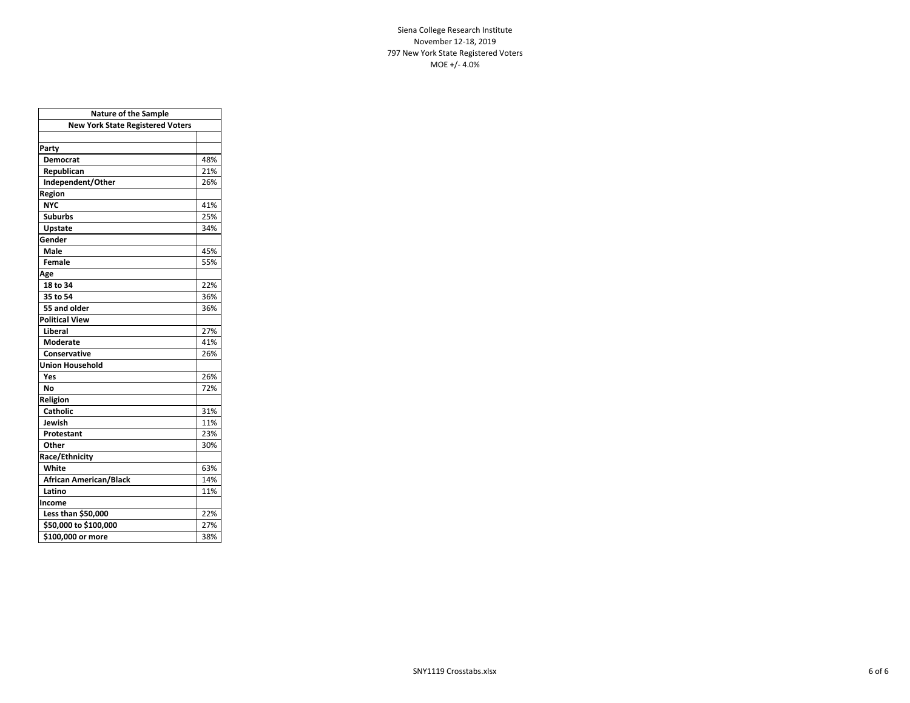Siena College Research Institute
November 12-18, 2019
797 New York State Registered Voters
MOE +/- 4.0%

| Nature of the Sample | |
|---|---|
| **New York State Registered Voters** | |
| | |
| **Party** | |
| Democrat | 48% |
| Republican | 21% |
| Independent/Other | 26% |
| **Region** | |
| NYC | 41% |
| Suburbs | 25% |
| Upstate | 34% |
| **Gender** | |
| Male | 45% |
| Female | 55% |
| **Age** | |
| 18 to 34 | 22% |
| 35 to 54 | 36% |
| 55 and older | 36% |
| **Political View** | |
| Liberal | 27% |
| Moderate | 41% |
| Conservative | 26% |
| **Union Household** | |
| Yes | 26% |
| No | 72% |
| **Religion** | |
| Catholic | 31% |
| Jewish | 11% |
| Protestant | 23% |
| Other | 30% |
| **Race/Ethnicity** | |
| White | 63% |
| African American/Black | 14% |
| Latino | 11% |
| **Income** | |
| Less than $50,000 | 22% |
| $50,000 to $100,000 | 27% |
| $100,000 or more | 38% |

SNY1119 Crosstabs.xlsx